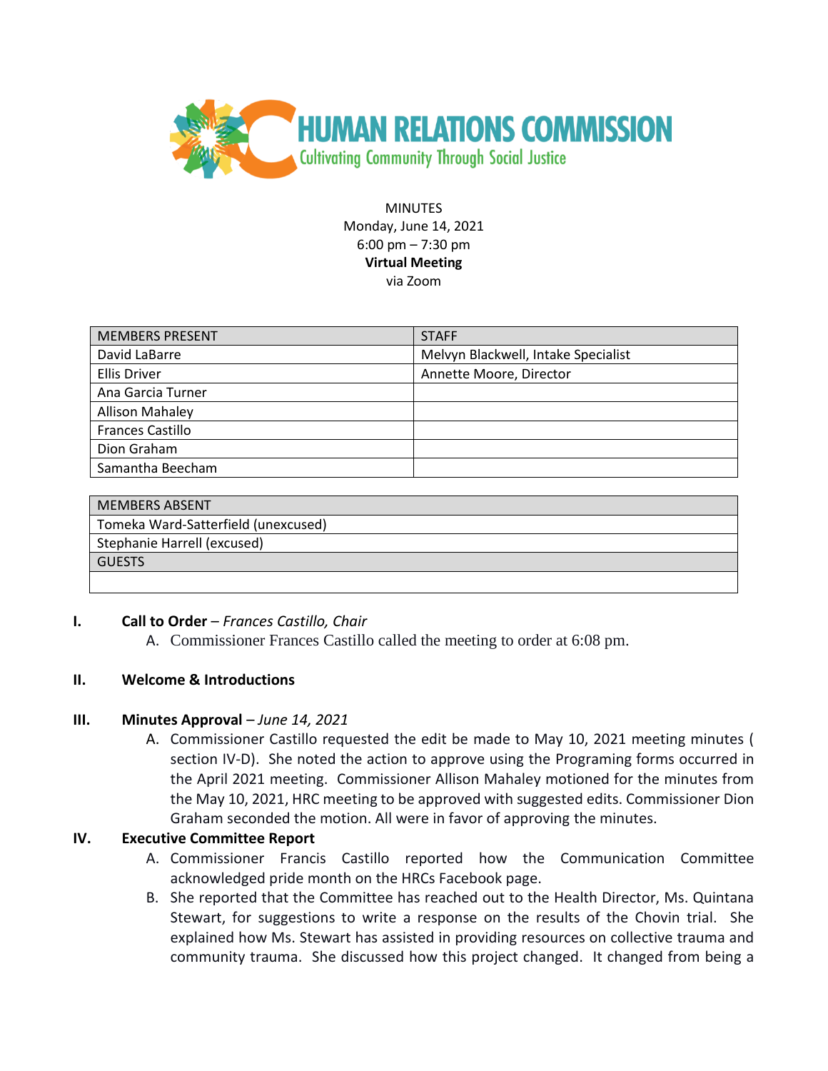# HUMAN RELATIONS COMMISSION

Cultivating Community Through Social Justice

MINUTES
Monday, June 14, 2021
6:00 pm – 7:30 pm
**Virtual Meeting**
via Zoom

| MEMBERS PRESENT | STAFF |
|---|---|
| David LaBarre | Melvyn Blackwell, Intake Specialist |
| Ellis Driver | Annette Moore, Director |
| Ana Garcia Turner | |
| Allison Mahaley | |
| Frances Castillo | |
| Dion Graham | |
| Samantha Beecham | |

| MEMBERS ABSENT |
|---|
| Tomeka Ward-Satterfield (unexcused) |
| Stephanie Harrell (excused) |
| GUESTS |
| |

**I. Call to Order** – *Frances Castillo, Chair*

A. Commissioner Frances Castillo called the meeting to order at 6:08 pm.

**II. Welcome & Introductions**

**III. Minutes Approval** – *June 14, 2021*

A. Commissioner Castillo requested the edit be made to May 10, 2021 meeting minutes ( section IV-D). She noted the action to approve using the Programing forms occurred in the April 2021 meeting. Commissioner Allison Mahaley motioned for the minutes from the May 10, 2021, HRC meeting to be approved with suggested edits. Commissioner Dion Graham seconded the motion. All were in favor of approving the minutes.

**IV. Executive Committee Report**

A. Commissioner Francis Castillo reported how the Communication Committee acknowledged pride month on the HRCs Facebook page.

B. She reported that the Committee has reached out to the Health Director, Ms. Quintana Stewart, for suggestions to write a response on the results of the Chovin trial. She explained how Ms. Stewart has assisted in providing resources on collective trauma and community trauma. She discussed how this project changed. It changed from being a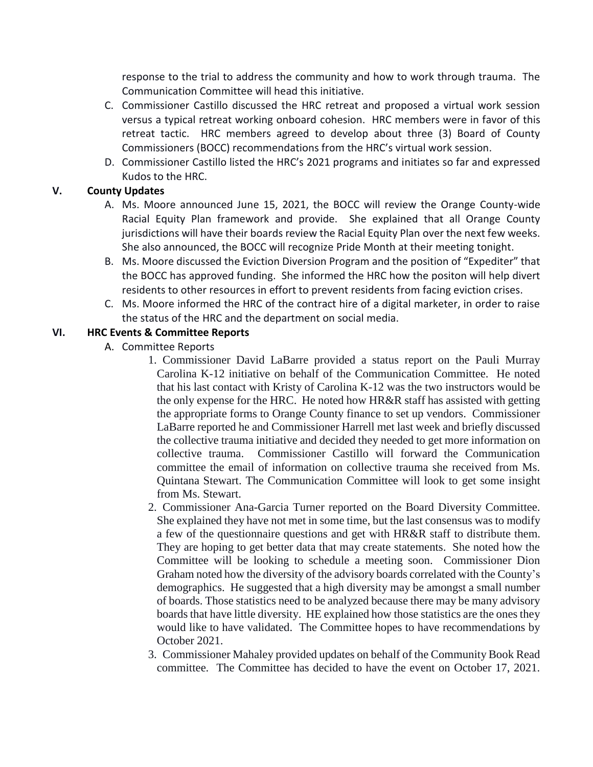response to the trial to address the community and how to work through trauma. The Communication Committee will head this initiative.

C. Commissioner Castillo discussed the HRC retreat and proposed a virtual work session versus a typical retreat working onboard cohesion. HRC members were in favor of this retreat tactic. HRC members agreed to develop about three (3) Board of County Commissioners (BOCC) recommendations from the HRC's virtual work session.

D. Commissioner Castillo listed the HRC's 2021 programs and initiates so far and expressed Kudos to the HRC.

## V. County Updates

A. Ms. Moore announced June 15, 2021, the BOCC will review the Orange County-wide Racial Equity Plan framework and provide. She explained that all Orange County jurisdictions will have their boards review the Racial Equity Plan over the next few weeks. She also announced, the BOCC will recognize Pride Month at their meeting tonight.

B. Ms. Moore discussed the Eviction Diversion Program and the position of "Expediter" that the BOCC has approved funding. She informed the HRC how the positon will help divert residents to other resources in effort to prevent residents from facing eviction crises.

C. Ms. Moore informed the HRC of the contract hire of a digital marketer, in order to raise the status of the HRC and the department on social media.

## VI. HRC Events & Committee Reports

A. Committee Reports

1. Commissioner David LaBarre provided a status report on the Pauli Murray Carolina K-12 initiative on behalf of the Communication Committee. He noted that his last contact with Kristy of Carolina K-12 was the two instructors would be the only expense for the HRC. He noted how HR&R staff has assisted with getting the appropriate forms to Orange County finance to set up vendors. Commissioner LaBarre reported he and Commissioner Harrell met last week and briefly discussed the collective trauma initiative and decided they needed to get more information on collective trauma. Commissioner Castillo will forward the Communication committee the email of information on collective trauma she received from Ms. Quintana Stewart. The Communication Committee will look to get some insight from Ms. Stewart.

2. Commissioner Ana-Garcia Turner reported on the Board Diversity Committee. She explained they have not met in some time, but the last consensus was to modify a few of the questionnaire questions and get with HR&R staff to distribute them. They are hoping to get better data that may create statements. She noted how the Committee will be looking to schedule a meeting soon. Commissioner Dion Graham noted how the diversity of the advisory boards correlated with the County's demographics. He suggested that a high diversity may be amongst a small number of boards. Those statistics need to be analyzed because there may be many advisory boards that have little diversity. HE explained how those statistics are the ones they would like to have validated. The Committee hopes to have recommendations by October 2021.

3. Commissioner Mahaley provided updates on behalf of the Community Book Read committee. The Committee has decided to have the event on October 17, 2021.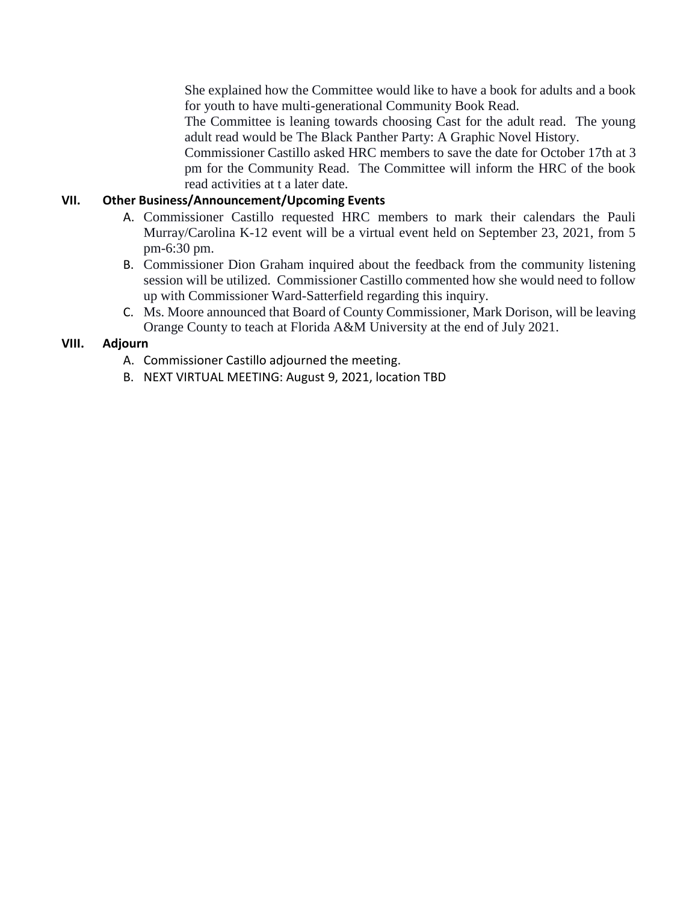She explained how the Committee would like to have a book for adults and a book for youth to have multi-generational Community Book Read.

The Committee is leaning towards choosing Cast for the adult read. The young adult read would be The Black Panther Party: A Graphic Novel History.

Commissioner Castillo asked HRC members to save the date for October 17th at 3 pm for the Community Read. The Committee will inform the HRC of the book read activities at t a later date.

**VII. Other Business/Announcement/Upcoming Events**

A. Commissioner Castillo requested HRC members to mark their calendars the Pauli Murray/Carolina K-12 event will be a virtual event held on September 23, 2021, from 5 pm-6:30 pm.

B. Commissioner Dion Graham inquired about the feedback from the community listening session will be utilized. Commissioner Castillo commented how she would need to follow up with Commissioner Ward-Satterfield regarding this inquiry.

C. Ms. Moore announced that Board of County Commissioner, Mark Dorison, will be leaving Orange County to teach at Florida A&M University at the end of July 2021.

**VIII. Adjourn**

A. Commissioner Castillo adjourned the meeting.

B. NEXT VIRTUAL MEETING: August 9, 2021, location TBD